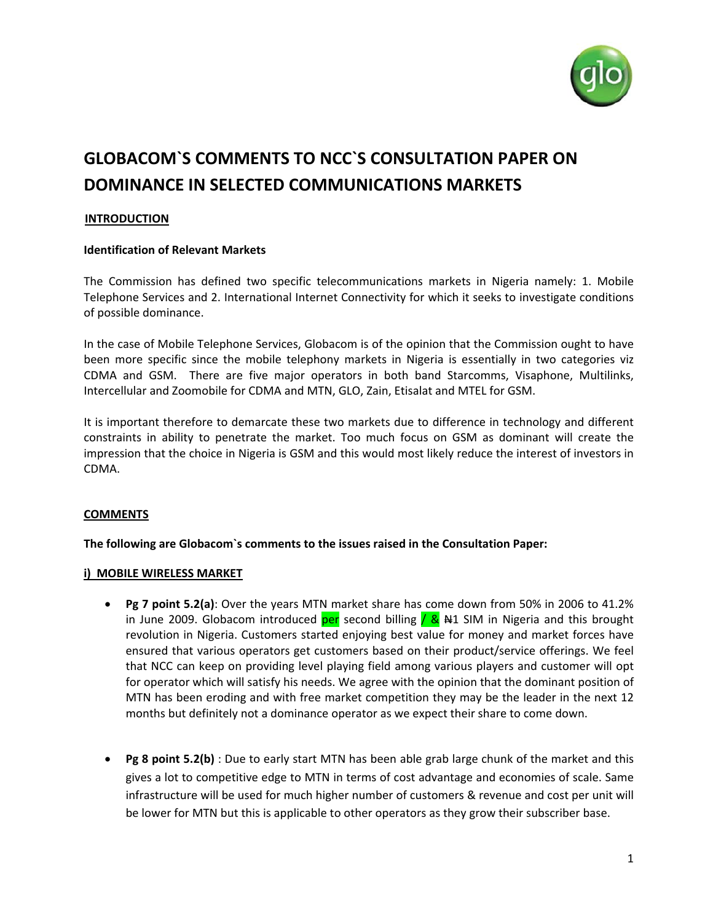# GLOBACOM`S COMMENTS TO NCC`S CONSULTATION PAPER ON DOMINANCE IN SELECTED COMMUNICATIONS MARKETS

## INTRODUCTION

**Identification of Relevant Markets**

The Commission has defined two specific telecommunications markets in Nigeria namely: 1. Mobile Telephone Services and 2. International Internet Connectivity for which it seeks to investigate conditions of possible dominance.

In the case of Mobile Telephone Services, Globacom is of the opinion that the Commission ought to have been more specific since the mobile telephony markets in Nigeria is essentially in two categories viz CDMA and GSM. There are five major operators in both band Starcomms, Visaphone, Multilinks, Intercellular and Zoomobile for CDMA and MTN, GLO, Zain, Etisalat and MTEL for GSM.

It is important therefore to demarcate these two markets due to difference in technology and different constraints in ability to penetrate the market. Too much focus on GSM as dominant will create the impression that the choice in Nigeria is GSM and this would most likely reduce the interest of investors in CDMA.

## COMMENTS

**The following are Globacom`s comments to the issues raised in the Consultation Paper:**

### i) MOBILE WIRELESS MARKET

- **Pg 7 point 5.2(a)**: Over the years MTN market share has come down from 50% in 2006 to 41.2% in June 2009. Globacom introduced per second billing / & ₦1 SIM in Nigeria and this brought revolution in Nigeria. Customers started enjoying best value for money and market forces have ensured that various operators get customers based on their product/service offerings. We feel that NCC can keep on providing level playing field among various players and customer will opt for operator which will satisfy his needs. We agree with the opinion that the dominant position of MTN has been eroding and with free market competition they may be the leader in the next 12 months but definitely not a dominance operator as we expect their share to come down.

- **Pg 8 point 5.2(b)** : Due to early start MTN has been able grab large chunk of the market and this gives a lot to competitive edge to MTN in terms of cost advantage and economies of scale. Same infrastructure will be used for much higher number of customers & revenue and cost per unit will be lower for MTN but this is applicable to other operators as they grow their subscriber base.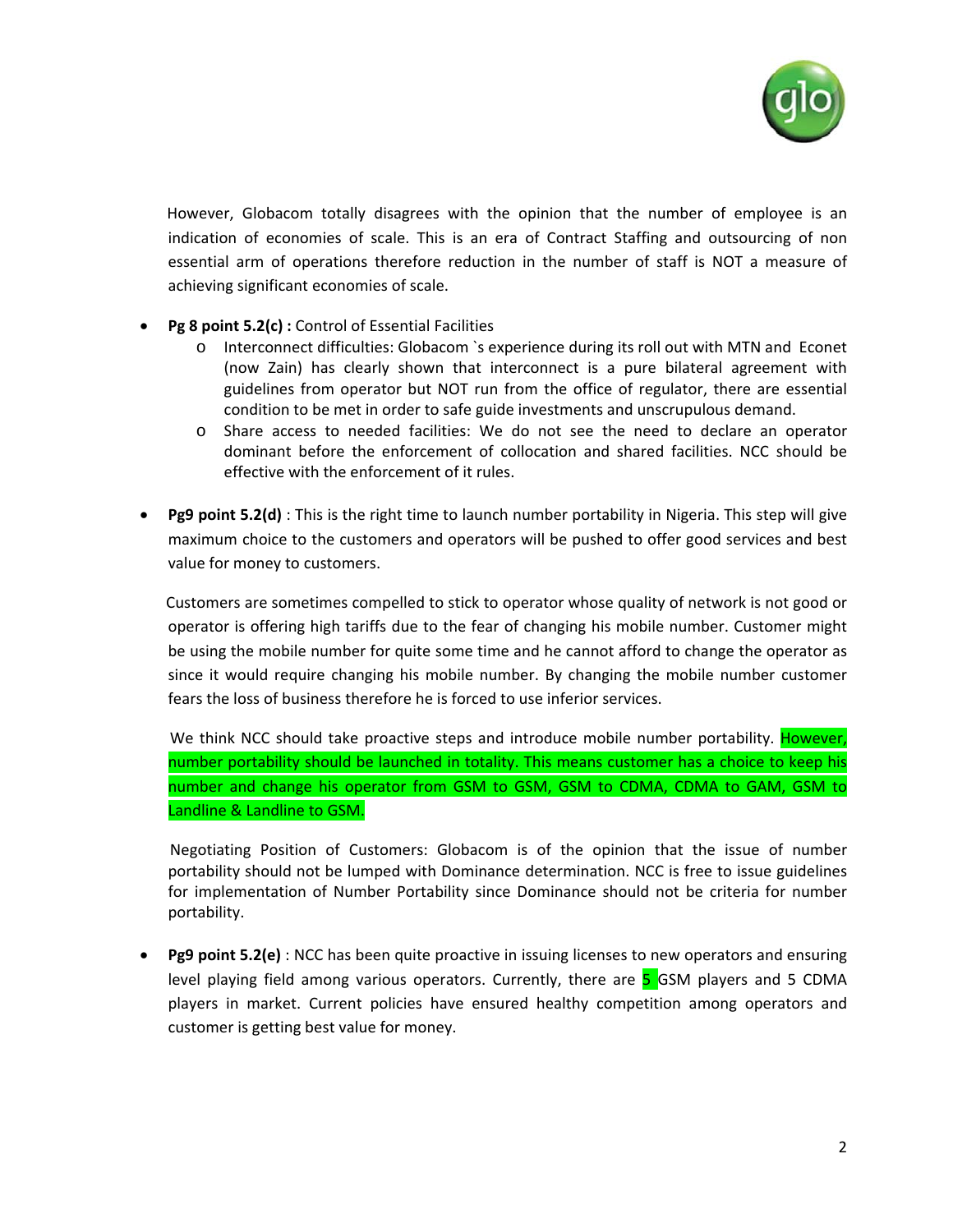However, Globacom totally disagrees with the opinion that the number of employee is an indication of economies of scale. This is an era of Contract Staffing and outsourcing of non essential arm of operations therefore reduction in the number of staff is NOT a measure of achieving significant economies of scale.

- **Pg 8 point 5.2(c) :** Control of Essential Facilities
  - Interconnect difficulties: Globacom `s experience during its roll out with MTN and Econet (now Zain) has clearly shown that interconnect is a pure bilateral agreement with guidelines from operator but NOT run from the office of regulator, there are essential condition to be met in order to safe guide investments and unscrupulous demand.
  - Share access to needed facilities: We do not see the need to declare an operator dominant before the enforcement of collocation and shared facilities. NCC should be effective with the enforcement of it rules.

- **Pg9 point 5.2(d)** : This is the right time to launch number portability in Nigeria. This step will give maximum choice to the customers and operators will be pushed to offer good services and best value for money to customers.

  Customers are sometimes compelled to stick to operator whose quality of network is not good or operator is offering high tariffs due to the fear of changing his mobile number. Customer might be using the mobile number for quite some time and he cannot afford to change the operator as since it would require changing his mobile number. By changing the mobile number customer fears the loss of business therefore he is forced to use inferior services.

  We think NCC should take proactive steps and introduce mobile number portability. However, number portability should be launched in totality. This means customer has a choice to keep his number and change his operator from GSM to GSM, GSM to CDMA, CDMA to GAM, GSM to Landline & Landline to GSM.

  Negotiating Position of Customers: Globacom is of the opinion that the issue of number portability should not be lumped with Dominance determination. NCC is free to issue guidelines for implementation of Number Portability since Dominance should not be criteria for number portability.

- **Pg9 point 5.2(e)** : NCC has been quite proactive in issuing licenses to new operators and ensuring level playing field among various operators. Currently, there are 5 GSM players and 5 CDMA players in market. Current policies have ensured healthy competition among operators and customer is getting best value for money.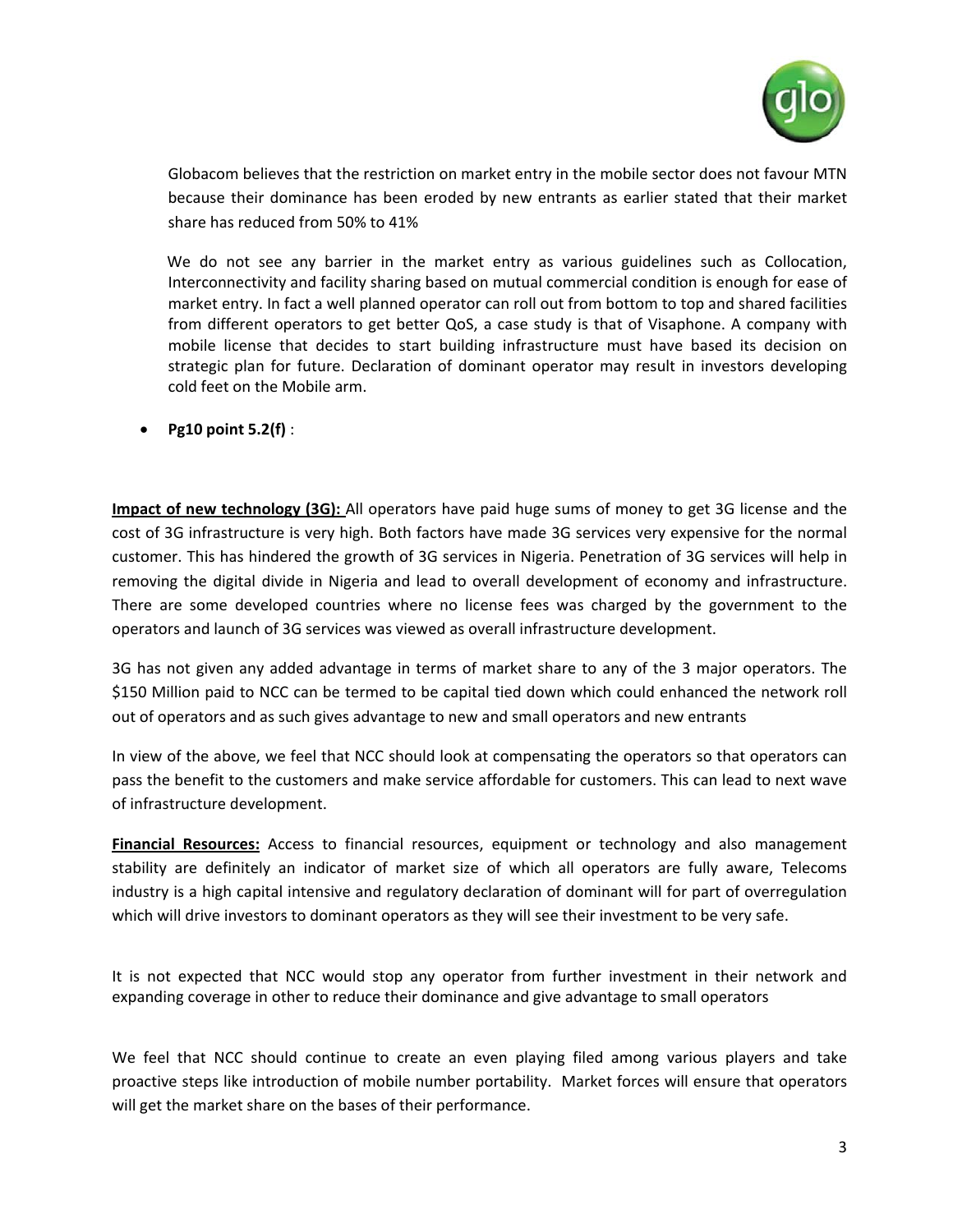Globacom believes that the restriction on market entry in the mobile sector does not favour MTN because their dominance has been eroded by new entrants as earlier stated that their market share has reduced from 50% to 41%

We do not see any barrier in the market entry as various guidelines such as Collocation, Interconnectivity and facility sharing based on mutual commercial condition is enough for ease of market entry. In fact a well planned operator can roll out from bottom to top and shared facilities from different operators to get better QoS, a case study is that of Visaphone. A company with mobile license that decides to start building infrastructure must have based its decision on strategic plan for future. Declaration of dominant operator may result in investors developing cold feet on the Mobile arm.

- **Pg10 point 5.2(f)** :

**Impact of new technology (3G):** All operators have paid huge sums of money to get 3G license and the cost of 3G infrastructure is very high. Both factors have made 3G services very expensive for the normal customer. This has hindered the growth of 3G services in Nigeria. Penetration of 3G services will help in removing the digital divide in Nigeria and lead to overall development of economy and infrastructure. There are some developed countries where no license fees was charged by the government to the operators and launch of 3G services was viewed as overall infrastructure development.

3G has not given any added advantage in terms of market share to any of the 3 major operators. The $150 Million paid to NCC can be termed to be capital tied down which could enhanced the network roll out of operators and as such gives advantage to new and small operators and new entrants

In view of the above, we feel that NCC should look at compensating the operators so that operators can pass the benefit to the customers and make service affordable for customers. This can lead to next wave of infrastructure development.

**Financial Resources:** Access to financial resources, equipment or technology and also management stability are definitely an indicator of market size of which all operators are fully aware, Telecoms industry is a high capital intensive and regulatory declaration of dominant will for part of overregulation which will drive investors to dominant operators as they will see their investment to be very safe.

It is not expected that NCC would stop any operator from further investment in their network and expanding coverage in other to reduce their dominance and give advantage to small operators

We feel that NCC should continue to create an even playing filed among various players and take proactive steps like introduction of mobile number portability. Market forces will ensure that operators will get the market share on the bases of their performance.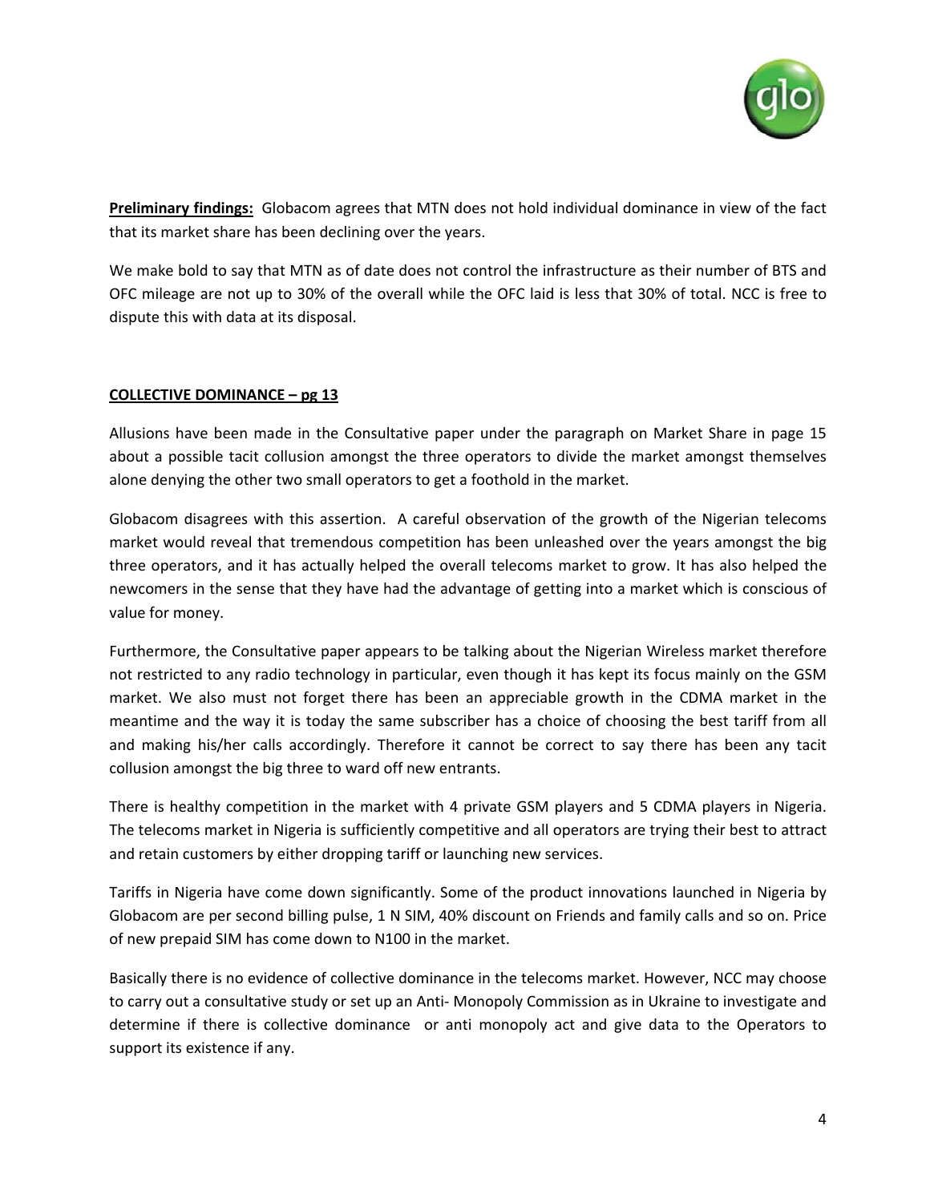**Preliminary findings:** Globacom agrees that MTN does not hold individual dominance in view of the fact that its market share has been declining over the years.

We make bold to say that MTN as of date does not control the infrastructure as their number of BTS and OFC mileage are not up to 30% of the overall while the OFC laid is less that 30% of total. NCC is free to dispute this with data at its disposal.

**COLLECTIVE DOMINANCE – pg 13**

Allusions have been made in the Consultative paper under the paragraph on Market Share in page 15 about a possible tacit collusion amongst the three operators to divide the market amongst themselves alone denying the other two small operators to get a foothold in the market.

Globacom disagrees with this assertion. A careful observation of the growth of the Nigerian telecoms market would reveal that tremendous competition has been unleashed over the years amongst the big three operators, and it has actually helped the overall telecoms market to grow. It has also helped the newcomers in the sense that they have had the advantage of getting into a market which is conscious of value for money.

Furthermore, the Consultative paper appears to be talking about the Nigerian Wireless market therefore not restricted to any radio technology in particular, even though it has kept its focus mainly on the GSM market. We also must not forget there has been an appreciable growth in the CDMA market in the meantime and the way it is today the same subscriber has a choice of choosing the best tariff from all and making his/her calls accordingly. Therefore it cannot be correct to say there has been any tacit collusion amongst the big three to ward off new entrants.

There is healthy competition in the market with 4 private GSM players and 5 CDMA players in Nigeria. The telecoms market in Nigeria is sufficiently competitive and all operators are trying their best to attract and retain customers by either dropping tariff or launching new services.

Tariffs in Nigeria have come down significantly. Some of the product innovations launched in Nigeria by Globacom are per second billing pulse, 1 N SIM, 40% discount on Friends and family calls and so on. Price of new prepaid SIM has come down to N100 in the market.

Basically there is no evidence of collective dominance in the telecoms market. However, NCC may choose to carry out a consultative study or set up an Anti- Monopoly Commission as in Ukraine to investigate and determine if there is collective dominance or anti monopoly act and give data to the Operators to support its existence if any.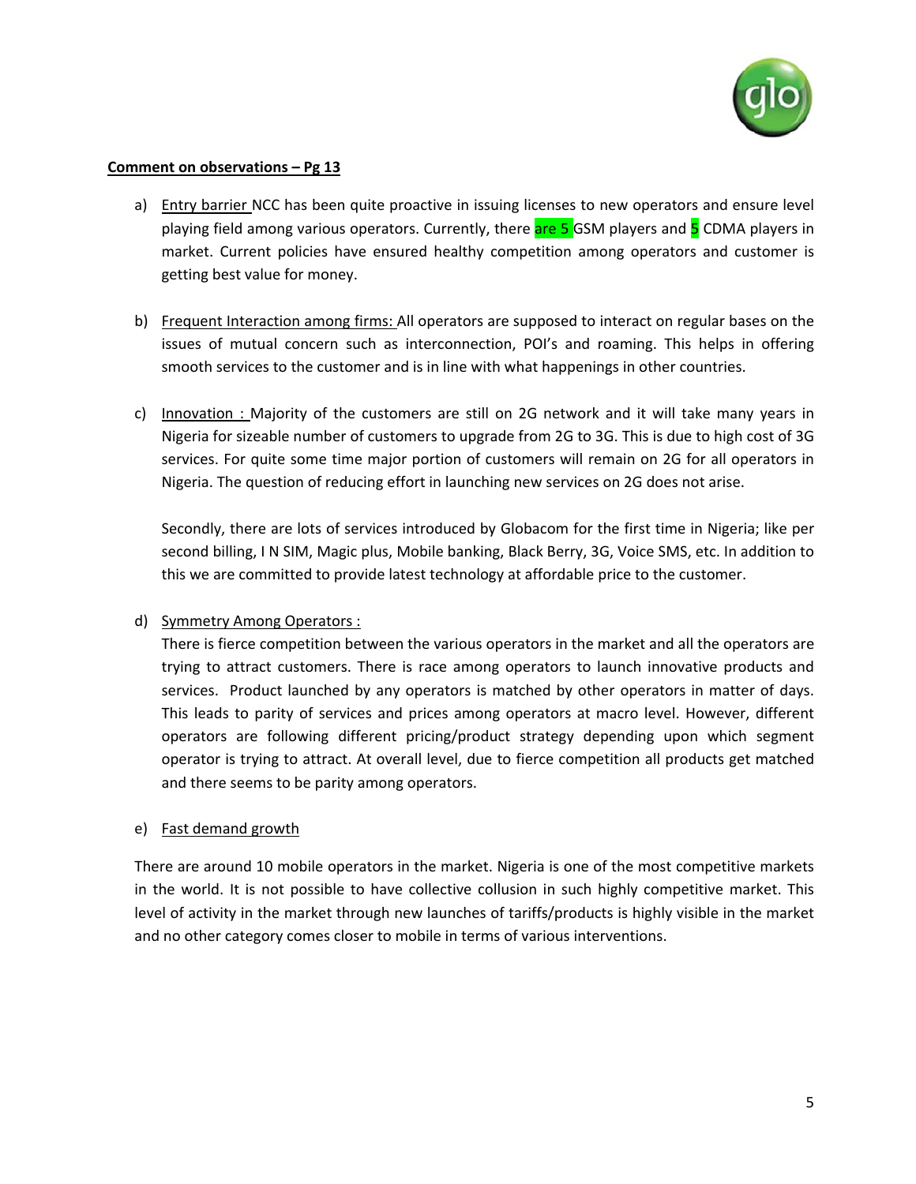**Comment on observations – Pg 13**

a) Entry barrier NCC has been quite proactive in issuing licenses to new operators and ensure level playing field among various operators. Currently, there are 5 GSM players and 5 CDMA players in market. Current policies have ensured healthy competition among operators and customer is getting best value for money.

b) Frequent Interaction among firms: All operators are supposed to interact on regular bases on the issues of mutual concern such as interconnection, POI's and roaming. This helps in offering smooth services to the customer and is in line with what happenings in other countries.

c) Innovation : Majority of the customers are still on 2G network and it will take many years in Nigeria for sizeable number of customers to upgrade from 2G to 3G. This is due to high cost of 3G services. For quite some time major portion of customers will remain on 2G for all operators in Nigeria. The question of reducing effort in launching new services on 2G does not arise.

   Secondly, there are lots of services introduced by Globacom for the first time in Nigeria; like per second billing, I N SIM, Magic plus, Mobile banking, Black Berry, 3G, Voice SMS, etc. In addition to this we are committed to provide latest technology at affordable price to the customer.

d) Symmetry Among Operators :
   There is fierce competition between the various operators in the market and all the operators are trying to attract customers. There is race among operators to launch innovative products and services. Product launched by any operators is matched by other operators in matter of days. This leads to parity of services and prices among operators at macro level. However, different operators are following different pricing/product strategy depending upon which segment operator is trying to attract. At overall level, due to fierce competition all products get matched and there seems to be parity among operators.

e) Fast demand growth

There are around 10 mobile operators in the market. Nigeria is one of the most competitive markets in the world. It is not possible to have collective collusion in such highly competitive market. This level of activity in the market through new launches of tariffs/products is highly visible in the market and no other category comes closer to mobile in terms of various interventions.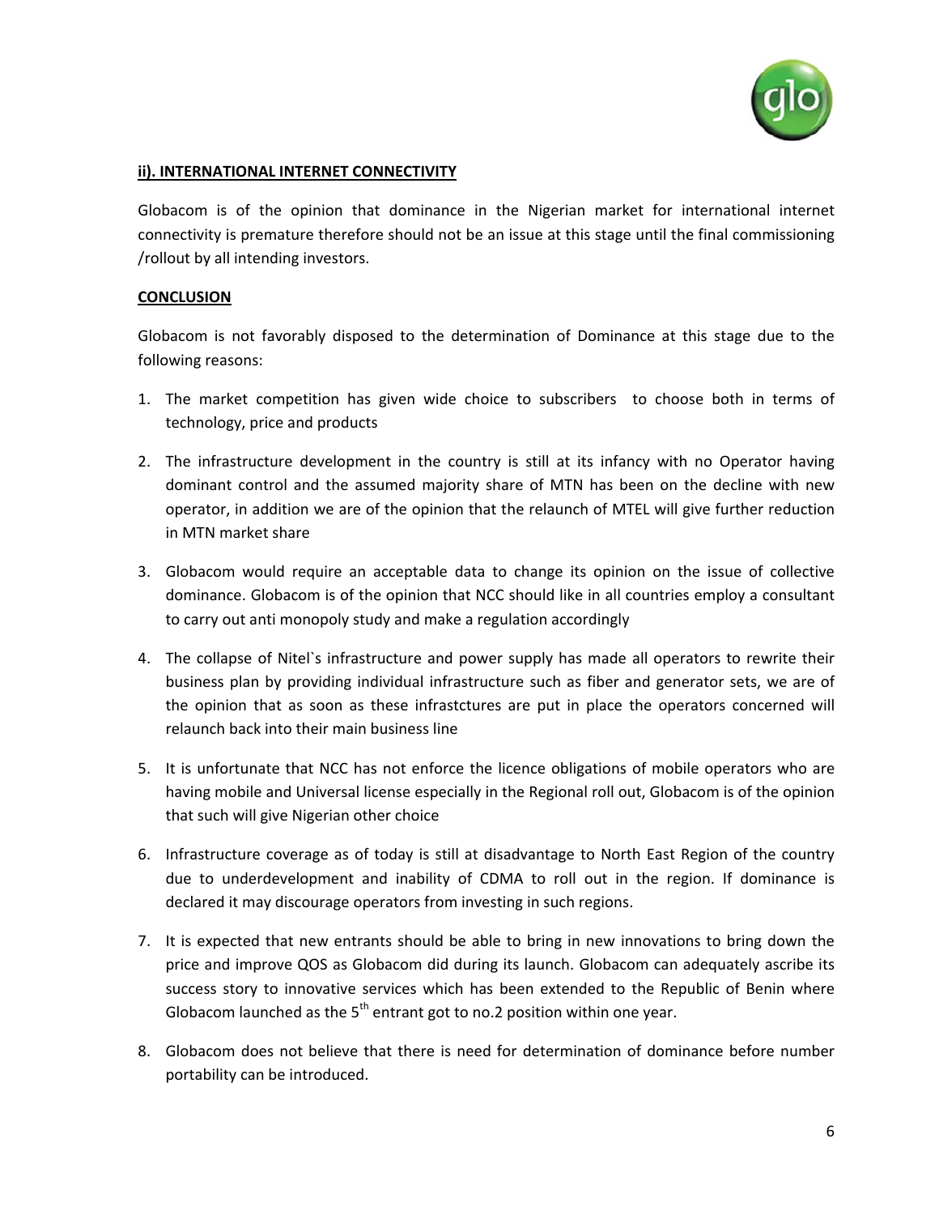**ii). INTERNATIONAL INTERNET CONNECTIVITY**

Globacom is of the opinion that dominance in the Nigerian market for international internet connectivity is premature therefore should not be an issue at this stage until the final commissioning /rollout by all intending investors.

**CONCLUSION**

Globacom is not favorably disposed to the determination of Dominance at this stage due to the following reasons:

1. The market competition has given wide choice to subscribers to choose both in terms of technology, price and products
2. The infrastructure development in the country is still at its infancy with no Operator having dominant control and the assumed majority share of MTN has been on the decline with new operator, in addition we are of the opinion that the relaunch of MTEL will give further reduction in MTN market share
3. Globacom would require an acceptable data to change its opinion on the issue of collective dominance. Globacom is of the opinion that NCC should like in all countries employ a consultant to carry out anti monopoly study and make a regulation accordingly
4. The collapse of Nitel`s infrastructure and power supply has made all operators to rewrite their business plan by providing individual infrastructure such as fiber and generator sets, we are of the opinion that as soon as these infrastctures are put in place the operators concerned will relaunch back into their main business line
5. It is unfortunate that NCC has not enforce the licence obligations of mobile operators who are having mobile and Universal license especially in the Regional roll out, Globacom is of the opinion that such will give Nigerian other choice
6. Infrastructure coverage as of today is still at disadvantage to North East Region of the country due to underdevelopment and inability of CDMA to roll out in the region. If dominance is declared it may discourage operators from investing in such regions.
7. It is expected that new entrants should be able to bring in new innovations to bring down the price and improve QOS as Globacom did during its launch. Globacom can adequately ascribe its success story to innovative services which has been extended to the Republic of Benin where Globacom launched as the 5th entrant got to no.2 position within one year.
8. Globacom does not believe that there is need for determination of dominance before number portability can be introduced.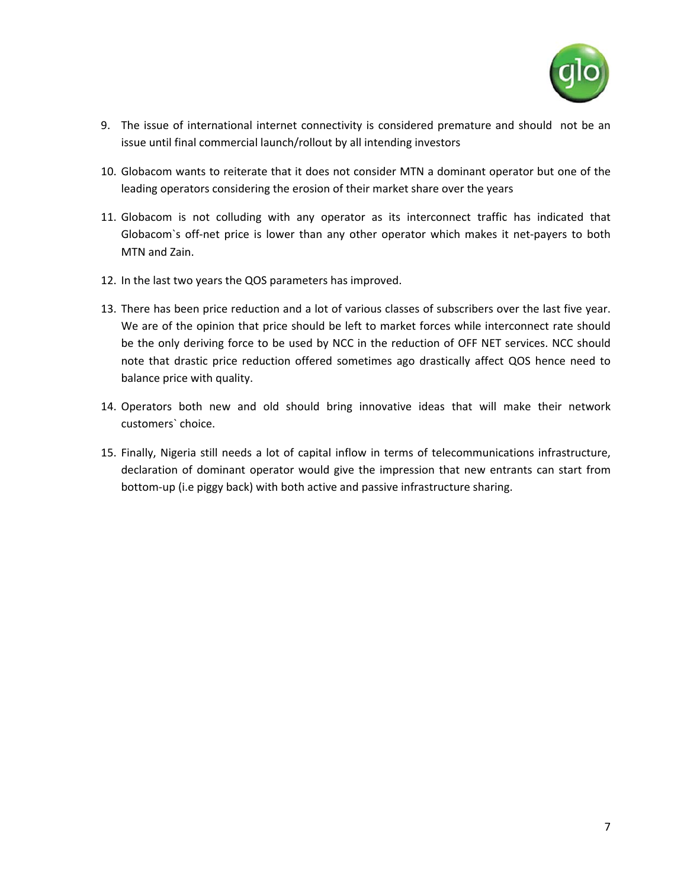9. The issue of international internet connectivity is considered premature and should not be an issue until final commercial launch/rollout by all intending investors

10. Globacom wants to reiterate that it does not consider MTN a dominant operator but one of the leading operators considering the erosion of their market share over the years

11. Globacom is not colluding with any operator as its interconnect traffic has indicated that Globacom`s off-net price is lower than any other operator which makes it net-payers to both MTN and Zain.

12. In the last two years the QOS parameters has improved.

13. There has been price reduction and a lot of various classes of subscribers over the last five year. We are of the opinion that price should be left to market forces while interconnect rate should be the only deriving force to be used by NCC in the reduction of OFF NET services. NCC should note that drastic price reduction offered sometimes ago drastically affect QOS hence need to balance price with quality.

14. Operators both new and old should bring innovative ideas that will make their network customers` choice.

15. Finally, Nigeria still needs a lot of capital inflow in terms of telecommunications infrastructure, declaration of dominant operator would give the impression that new entrants can start from bottom-up (i.e piggy back) with both active and passive infrastructure sharing.